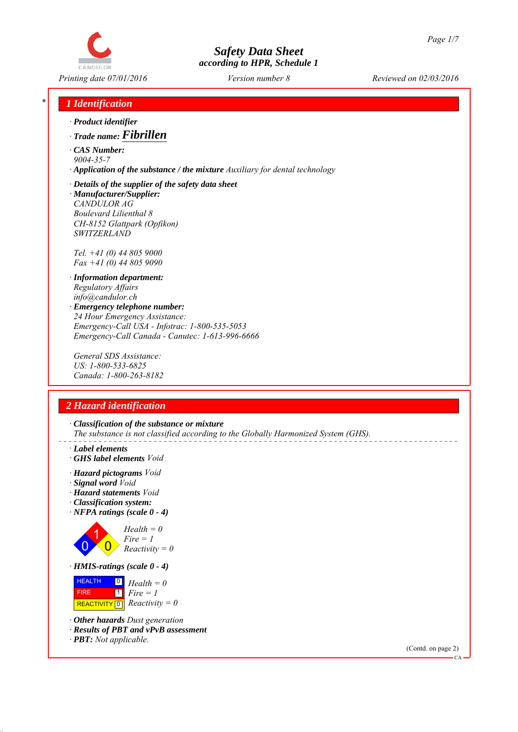# Safety Data Sheet
according to HPR, Schedule 1

Printing date 07/01/2016 | Version number 8 | Reviewed on 02/03/2016

## 1 Identification

· **Product identifier**

· **Trade name: Fibrillen**

· **CAS Number:**
9004-35-7

· **Application of the substance / the mixture** Auxiliary for dental technology

· **Details of the supplier of the safety data sheet**

· **Manufacturer/Supplier:**
CANDULOR AG
Boulevard Lilienthal 8
CH-8152 Glattpark (Opfikon)
SWITZERLAND

Tel. +41 (0) 44 805 9000
Fax +41 (0) 44 805 9090

· **Information department:**
Regulatory Affairs
info@candulor.ch

· **Emergency telephone number:**
24 Hour Emergency Assistance:
Emergency-Call USA - Infotrac: 1-800-535-5053
Emergency-Call Canada - Canutec: 1-613-996-6666

General SDS Assistance:
US: 1-800-533-6825
Canada: 1-800-263-8182

## 2 Hazard identification

· **Classification of the substance or mixture**
The substance is not classified according to the Globally Harmonized System (GHS).

· **Label elements**

· **GHS label elements** Void

· **Hazard pictograms** Void

· **Signal word** Void

· **Hazard statements** Void

· **Classification system:**

· **NFPA ratings (scale 0 - 4)**

Health = 0
Fire = 1
Reactivity = 0

· **HMIS-ratings (scale 0 - 4)**

| | | |
|---|---|---|
| HEALTH | 0 | Health = 0 |
| FIRE | 1 | Fire = 1 |
| REACTIVITY | 0 | Reactivity = 0 |

· **Other hazards** Dust generation

· **Results of PBT and vPvB assessment**

· **PBT:** Not applicable.

(Contd. on page 2)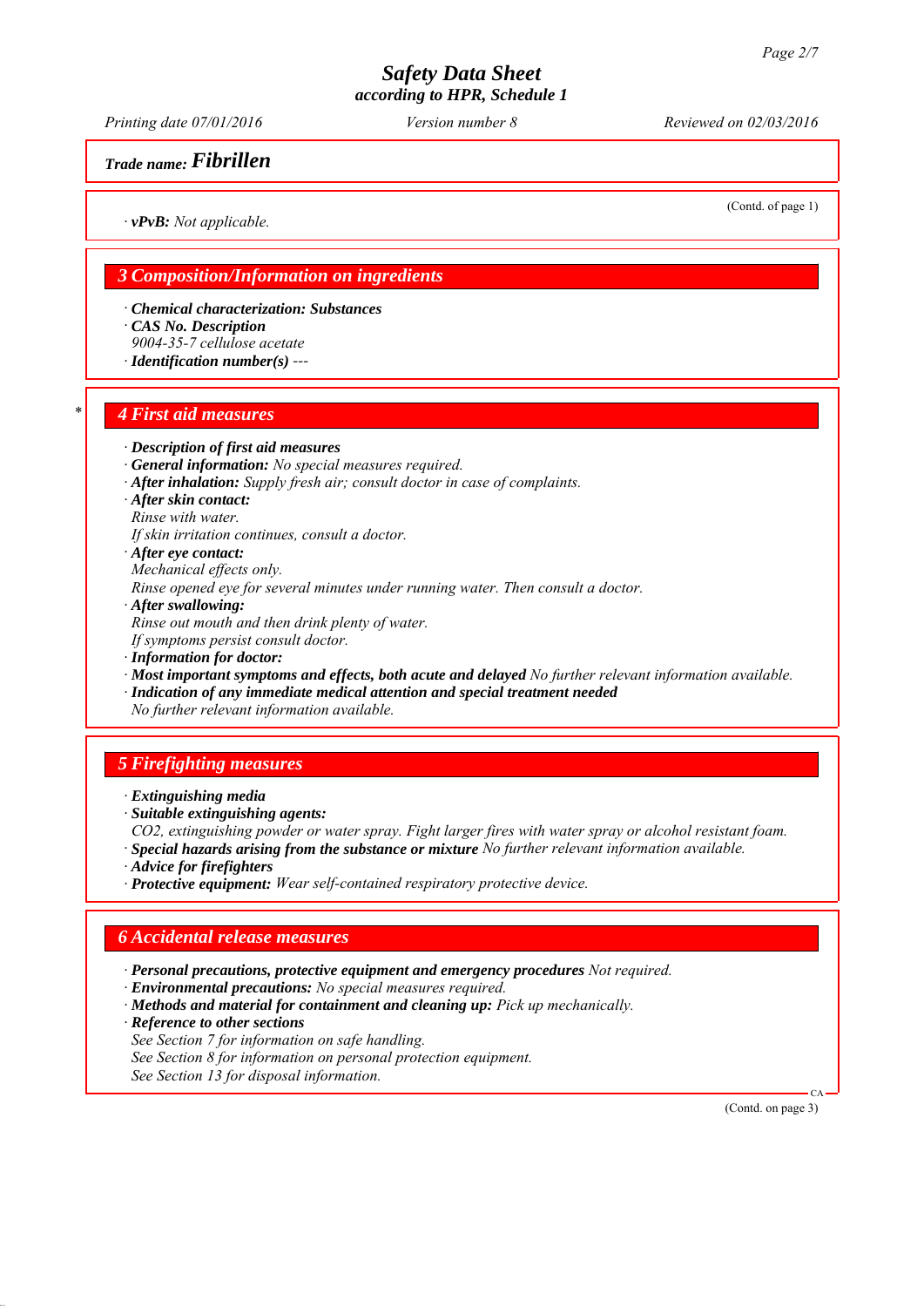*Trade name:* ***Fibrillen***

(Contd. of page 1)

· ***vPvB:*** *Not applicable.*

## *3 Composition/Information on ingredients*

· ***Chemical characterization: Substances***
· ***CAS No. Description***
*9004-35-7 cellulose acetate*
· ***Identification number(s)*** *---*

## *4 First aid measures

· ***Description of first aid measures***
· ***General information:*** *No special measures required.*
· ***After inhalation:*** *Supply fresh air; consult doctor in case of complaints.*
· ***After skin contact:***
*Rinse with water.*
*If skin irritation continues, consult a doctor.*
· ***After eye contact:***
*Mechanical effects only.*
*Rinse opened eye for several minutes under running water. Then consult a doctor.*
· ***After swallowing:***
*Rinse out mouth and then drink plenty of water.*
*If symptoms persist consult doctor.*
· ***Information for doctor:***
· ***Most important symptoms and effects, both acute and delayed*** *No further relevant information available.*
· ***Indication of any immediate medical attention and special treatment needed***
*No further relevant information available.*

## *5 Firefighting measures*

· ***Extinguishing media***
· ***Suitable extinguishing agents:***
*$CO_2$, extinguishing powder or water spray. Fight larger fires with water spray or alcohol resistant foam.*
· ***Special hazards arising from the substance or mixture*** *No further relevant information available.*
· ***Advice for firefighters***
· ***Protective equipment:*** *Wear self-contained respiratory protective device.*

## *6 Accidental release measures*

· ***Personal precautions, protective equipment and emergency procedures*** *Not required.*
· ***Environmental precautions:*** *No special measures required.*
· ***Methods and material for containment and cleaning up:*** *Pick up mechanically.*
· ***Reference to other sections***
*See Section 7 for information on safe handling.*
*See Section 8 for information on personal protection equipment.*
*See Section 13 for disposal information.*

(Contd. on page 3)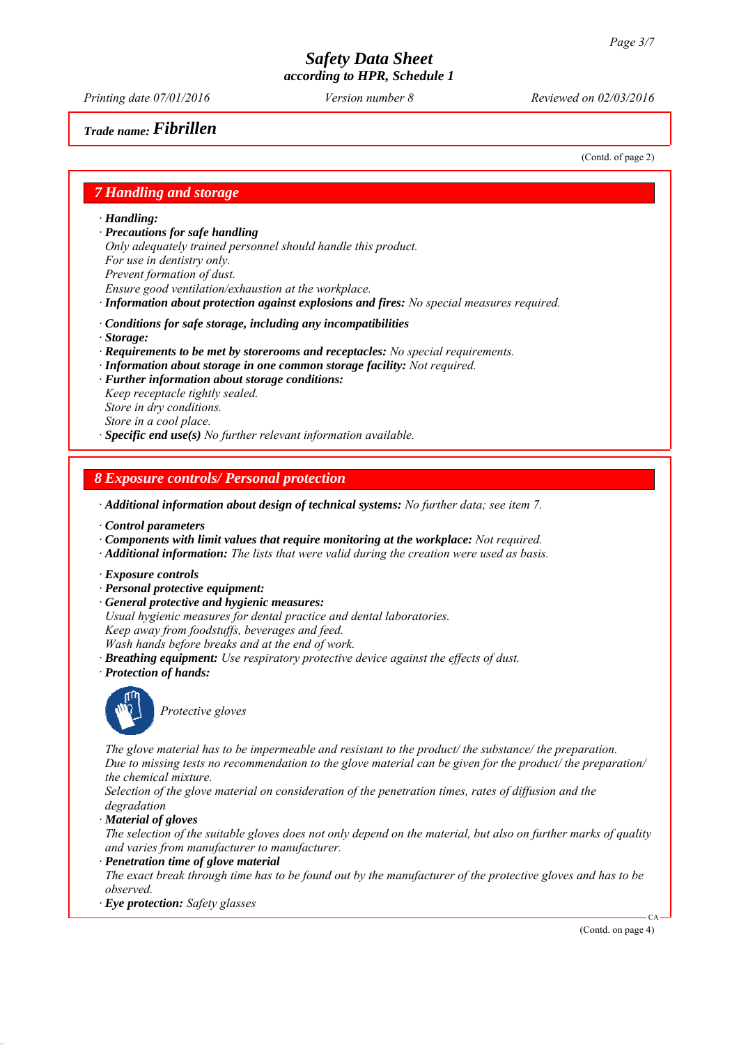# Safety Data Sheet
**according to HPR, Schedule 1**

*Printing date 07/01/2016* *Version number 8* *Reviewed on 02/03/2016*

**Trade name: Fibrillen**

(Contd. of page 2)

## 7 Handling and storage

· **Handling:**
· **Precautions for safe handling**
Only adequately trained personnel should handle this product.
For use in dentistry only.
Prevent formation of dust.
Ensure good ventilation/exhaustion at the workplace.
· **Information about protection against explosions and fires:** No special measures required.

· **Conditions for safe storage, including any incompatibilities**
· **Storage:**
· **Requirements to be met by storerooms and receptacles:** No special requirements.
· **Information about storage in one common storage facility:** Not required.
· **Further information about storage conditions:**
Keep receptacle tightly sealed.
Store in dry conditions.
Store in a cool place.
· **Specific end use(s)** No further relevant information available.

## 8 Exposure controls/ Personal protection

· **Additional information about design of technical systems:** No further data; see item 7.

· **Control parameters**
· **Components with limit values that require monitoring at the workplace:** Not required.
· **Additional information:** The lists that were valid during the creation were used as basis.

· **Exposure controls**
· **Personal protective equipment:**
· **General protective and hygienic measures:**
Usual hygienic measures for dental practice and dental laboratories.
Keep away from foodstuffs, beverages and feed.
Wash hands before breaks and at the end of work.
· **Breathing equipment:** Use respiratory protective device against the effects of dust.
· **Protection of hands:**

Protective gloves

The glove material has to be impermeable and resistant to the product/ the substance/ the preparation.
Due to missing tests no recommendation to the glove material can be given for the product/ the preparation/ the chemical mixture.
Selection of the glove material on consideration of the penetration times, rates of diffusion and the degradation
· **Material of gloves**
The selection of the suitable gloves does not only depend on the material, but also on further marks of quality and varies from manufacturer to manufacturer.
· **Penetration time of glove material**
The exact break through time has to be found out by the manufacturer of the protective gloves and has to be observed.
· **Eye protection:** Safety glasses

(Contd. on page 4)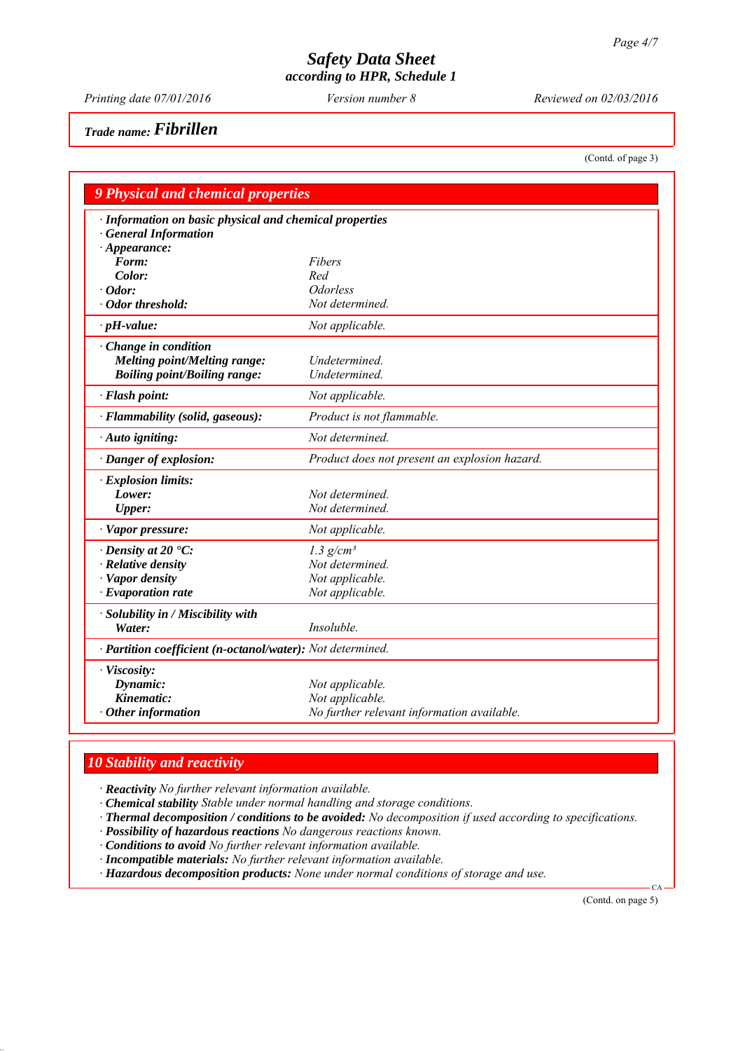**Safety Data Sheet**
**according to HPR, Schedule 1**

*Printing date 07/01/2016* | *Version number 8* | *Reviewed on 02/03/2016*

***Trade name:* Fibrillen**

(Contd. of page 3)

## 9 Physical and chemical properties

| | |
|---|---|
| **· Information on basic physical and chemical properties** | |
| **· General Information** | |
| **· Appearance:** | |
| **Form:** | *Fibers* |
| **Color:** | *Red* |
| **· Odor:** | *Odorless* |
| **· Odor threshold:** | *Not determined.* |
| **· pH-value:** | *Not applicable.* |
| **· Change in condition** | |
| **Melting point/Melting range:** | *Undetermined.* |
| **Boiling point/Boiling range:** | *Undetermined.* |
| **· Flash point:** | *Not applicable.* |
| **· Flammability (solid, gaseous):** | *Product is not flammable.* |
| **· Auto igniting:** | *Not determined.* |
| **· Danger of explosion:** | *Product does not present an explosion hazard.* |
| **· Explosion limits:** | |
| **Lower:** | *Not determined.* |
| **Upper:** | *Not determined.* |
| **· Vapor pressure:** | *Not applicable.* |
| **· Density at 20 °C:** | *1.3 g/cm³* |
| **· Relative density** | *Not determined.* |
| **· Vapor density** | *Not applicable.* |
| **· Evaporation rate** | *Not applicable.* |
| **· Solubility in / Miscibility with** | |
| **Water:** | *Insoluble.* |
| **· Partition coefficient (n-octanol/water):** | *Not determined.* |
| **· Viscosity:** | |
| **Dynamic:** | *Not applicable.* |
| **Kinematic:** | *Not applicable.* |
| **· Other information** | *No further relevant information available.* |

## 10 Stability and reactivity

· **Reactivity** *No further relevant information available.*
· **Chemical stability** *Stable under normal handling and storage conditions.*
· **Thermal decomposition / conditions to be avoided:** *No decomposition if used according to specifications.*
· **Possibility of hazardous reactions** *No dangerous reactions known.*
· **Conditions to avoid** *No further relevant information available.*
· **Incompatible materials:** *No further relevant information available.*
· **Hazardous decomposition products:** *None under normal conditions of storage and use.*

CA

(Contd. on page 5)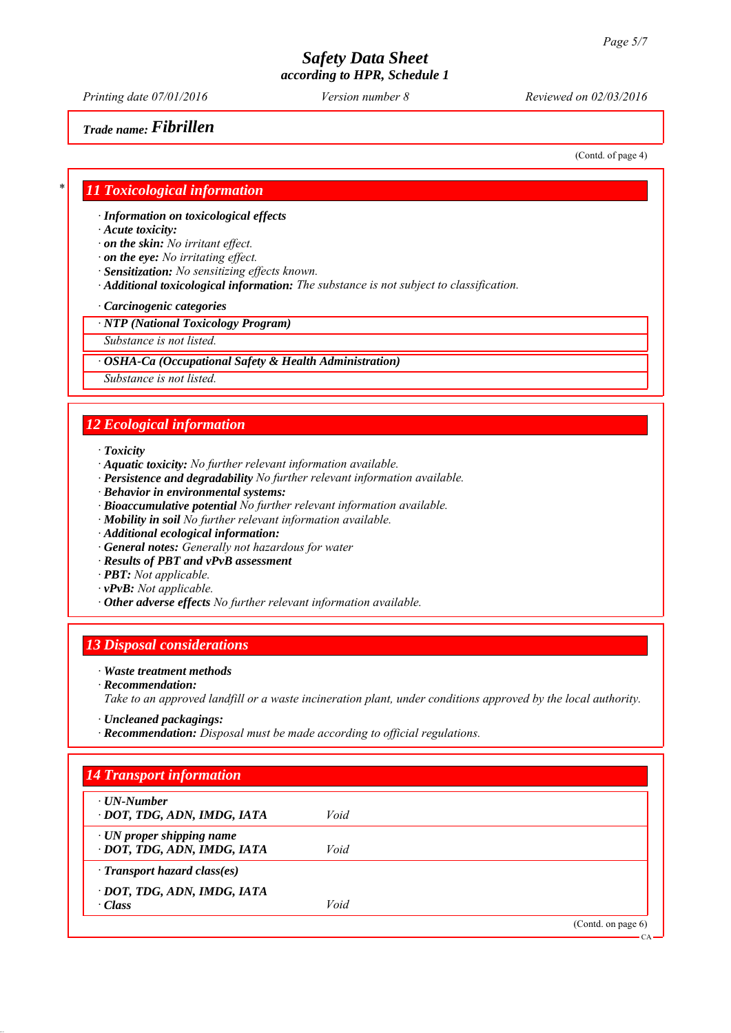**Safety Data Sheet**
**according to HPR, Schedule 1**

*Printing date 07/01/2016* *Version number 8* *Reviewed on 02/03/2016*

**Trade name: Fibrillen**

(Contd. of page 4)

## 11 Toxicological information

· **Information on toxicological effects**
· **Acute toxicity:**
· **on the skin:** *No irritant effect.*
· **on the eye:** *No irritating effect.*
· **Sensitization:** *No sensitizing effects known.*
· **Additional toxicological information:** *The substance is not subject to classification.*

· **Carcinogenic categories**

| · **NTP (National Toxicology Program)** |
|---|
| *Substance is not listed.* |

| · **OSHA-Ca (Occupational Safety & Health Administration)** |
|---|
| *Substance is not listed.* |

## 12 Ecological information

· **Toxicity**
· **Aquatic toxicity:** *No further relevant information available.*
· **Persistence and degradability** *No further relevant information available.*
· **Behavior in environmental systems:**
· **Bioaccumulative potential** *No further relevant information available.*
· **Mobility in soil** *No further relevant information available.*
· **Additional ecological information:**
· **General notes:** *Generally not hazardous for water*
· **Results of PBT and vPvB assessment**
· **PBT:** *Not applicable.*
· **vPvB:** *Not applicable.*
· **Other adverse effects** *No further relevant information available.*

## 13 Disposal considerations

· **Waste treatment methods**
· **Recommendation:**
*Take to an approved landfill or a waste incineration plant, under conditions approved by the local authority.*

· **Uncleaned packagings:**
· **Recommendation:** *Disposal must be made according to official regulations.*

## 14 Transport information

| | |
|---|---|
| · **UN-Number**<br>· **DOT, TDG, ADN, IMDG, IATA** | *Void* |
| · **UN proper shipping name**<br>· **DOT, TDG, ADN, IMDG, IATA** | *Void* |
| · **Transport hazard class(es)**<br>· **DOT, TDG, ADN, IMDG, IATA**<br>· **Class** | *Void* |

(Contd. on page 6)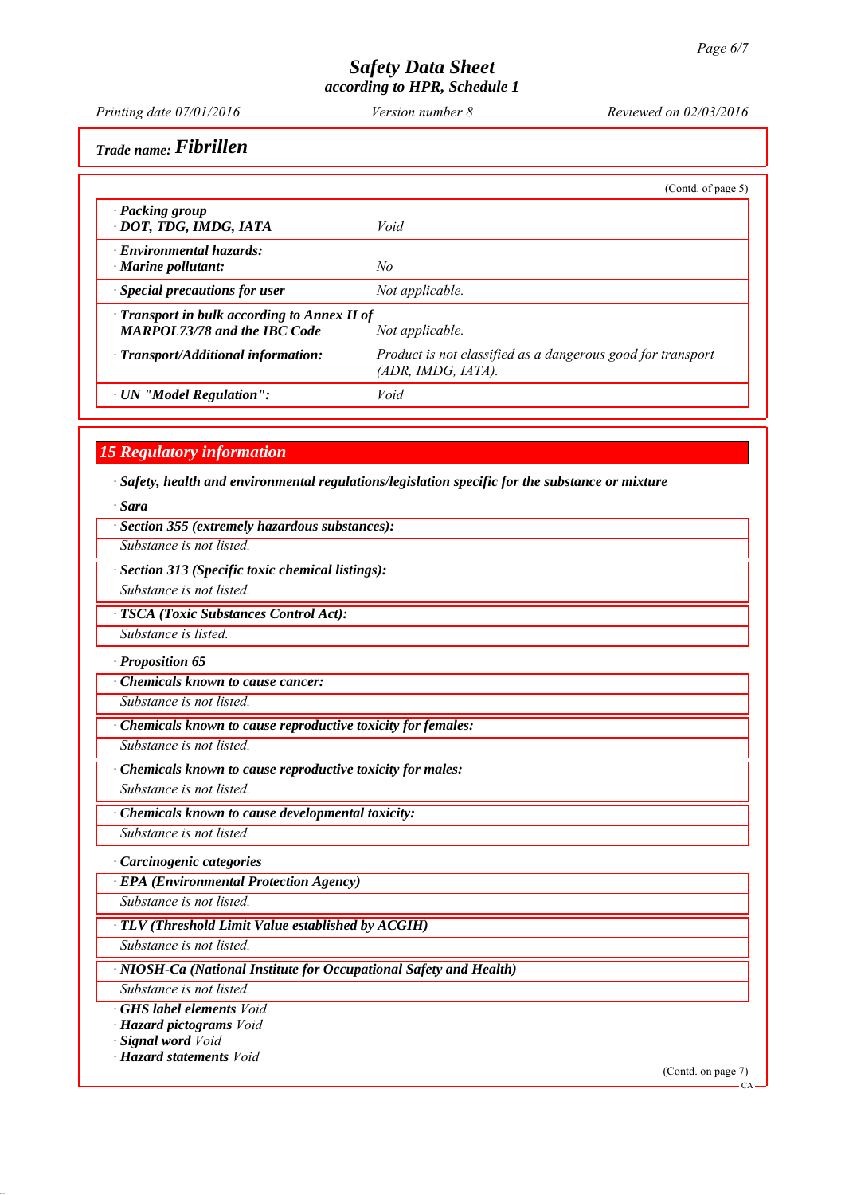**Safety Data Sheet**
**according to HPR, Schedule 1**

*Printing date 07/01/2016* *Version number 8* *Reviewed on 02/03/2016*

*Trade name:* ***Fibrillen***

(Contd. of page 5)

| | |
|---|---|
| · ***Packing group*** <br> · ***DOT, TDG, IMDG, IATA*** | *Void* |
| · ***Environmental hazards:*** <br> · ***Marine pollutant:*** | *No* |
| · ***Special precautions for user*** | *Not applicable.* |
| · ***Transport in bulk according to Annex II of MARPOL73/78 and the IBC Code*** | *Not applicable.* |
| · ***Transport/Additional information:*** | *Product is not classified as a dangerous good for transport (ADR, IMDG, IATA).* |
| · ***UN "Model Regulation":*** | *Void* |

## 15 Regulatory information

· ***Safety, health and environmental regulations/legislation specific for the substance or mixture***

· ***Sara***

· ***Section 355 (extremely hazardous substances):***
*Substance is not listed.*

· ***Section 313 (Specific toxic chemical listings):***
*Substance is not listed.*

· ***TSCA (Toxic Substances Control Act):***
*Substance is listed.*

· ***Proposition 65***

· ***Chemicals known to cause cancer:***
*Substance is not listed.*

· ***Chemicals known to cause reproductive toxicity for females:***
*Substance is not listed.*

· ***Chemicals known to cause reproductive toxicity for males:***
*Substance is not listed.*

· ***Chemicals known to cause developmental toxicity:***
*Substance is not listed.*

· ***Carcinogenic categories***

· ***EPA (Environmental Protection Agency)***
*Substance is not listed.*

· ***TLV (Threshold Limit Value established by ACGIH)***
*Substance is not listed.*

· ***NIOSH-Ca (National Institute for Occupational Safety and Health)***
*Substance is not listed.*

· ***GHS label elements*** *Void*
· ***Hazard pictograms*** *Void*
· ***Signal word*** *Void*
· ***Hazard statements*** *Void*

(Contd. on page 7)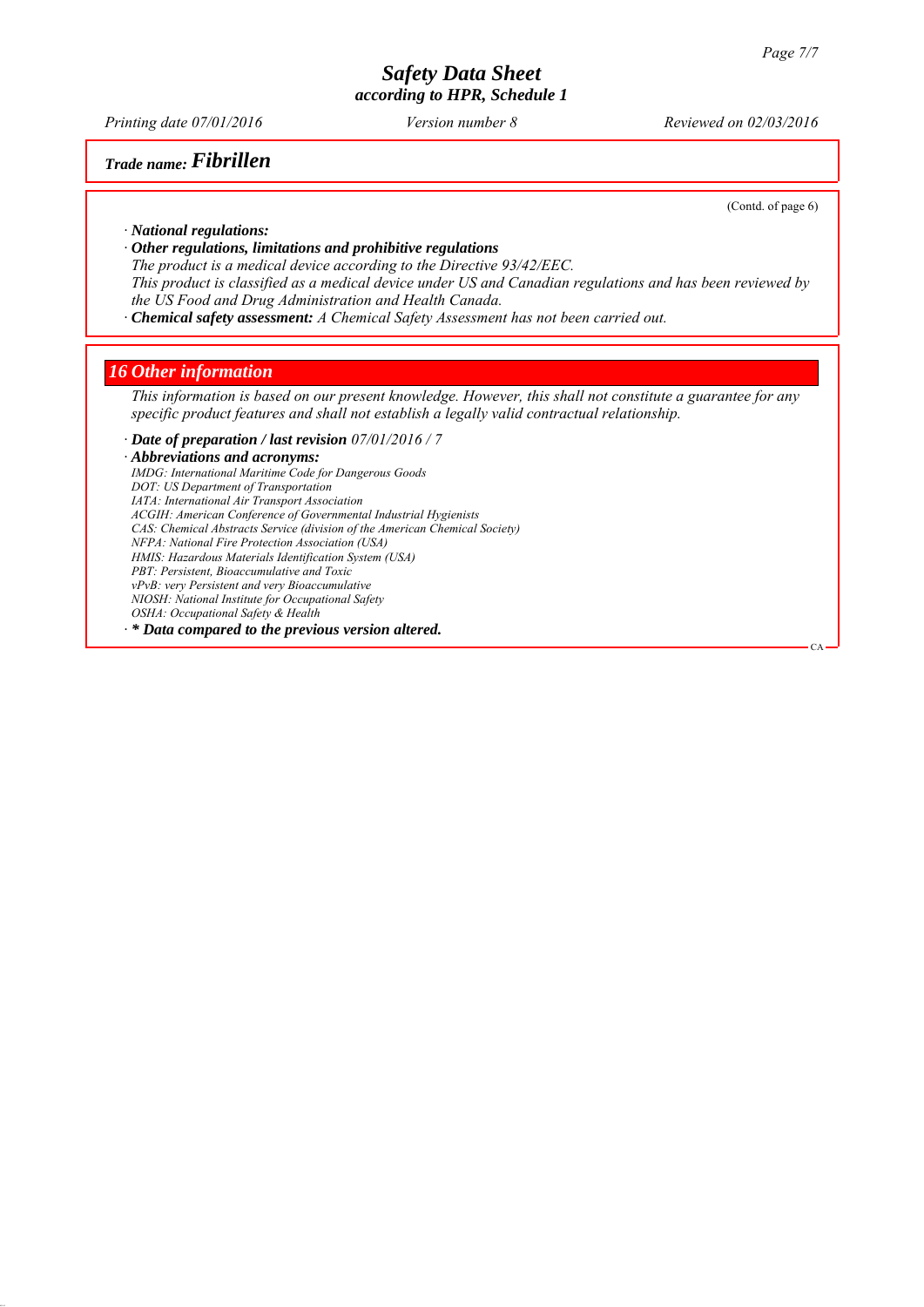*Safety Data Sheet*
*according to HPR, Schedule 1*

*Printing date 07/01/2016* *Version number 8* *Reviewed on 02/03/2016*

*Trade name:* ***Fibrillen***

(Contd. of page 6)

· ***National regulations:***

· ***Other regulations, limitations and prohibitive regulations***

*The product is a medical device according to the Directive 93/42/EEC.*

*This product is classified as a medical device under US and Canadian regulations and has been reviewed by the US Food and Drug Administration and Health Canada.*

· ***Chemical safety assessment:*** *A Chemical Safety Assessment has not been carried out.*

## *16 Other information*

*This information is based on our present knowledge. However, this shall not constitute a guarantee for any specific product features and shall not establish a legally valid contractual relationship.*

· ***Date of preparation / last revision*** *07/01/2016 / 7*

· ***Abbreviations and acronyms:***

*IMDG: International Maritime Code for Dangerous Goods*
*DOT: US Department of Transportation*
*IATA: International Air Transport Association*
*ACGIH: American Conference of Governmental Industrial Hygienists*
*CAS: Chemical Abstracts Service (division of the American Chemical Society)*
*NFPA: National Fire Protection Association (USA)*
*HMIS: Hazardous Materials Identification System (USA)*
*PBT: Persistent, Bioaccumulative and Toxic*
*vPvB: very Persistent and very Bioaccumulative*
*NIOSH: National Institute for Occupational Safety*
*OSHA: Occupational Safety & Health*

· ***\* Data compared to the previous version altered.***

CA